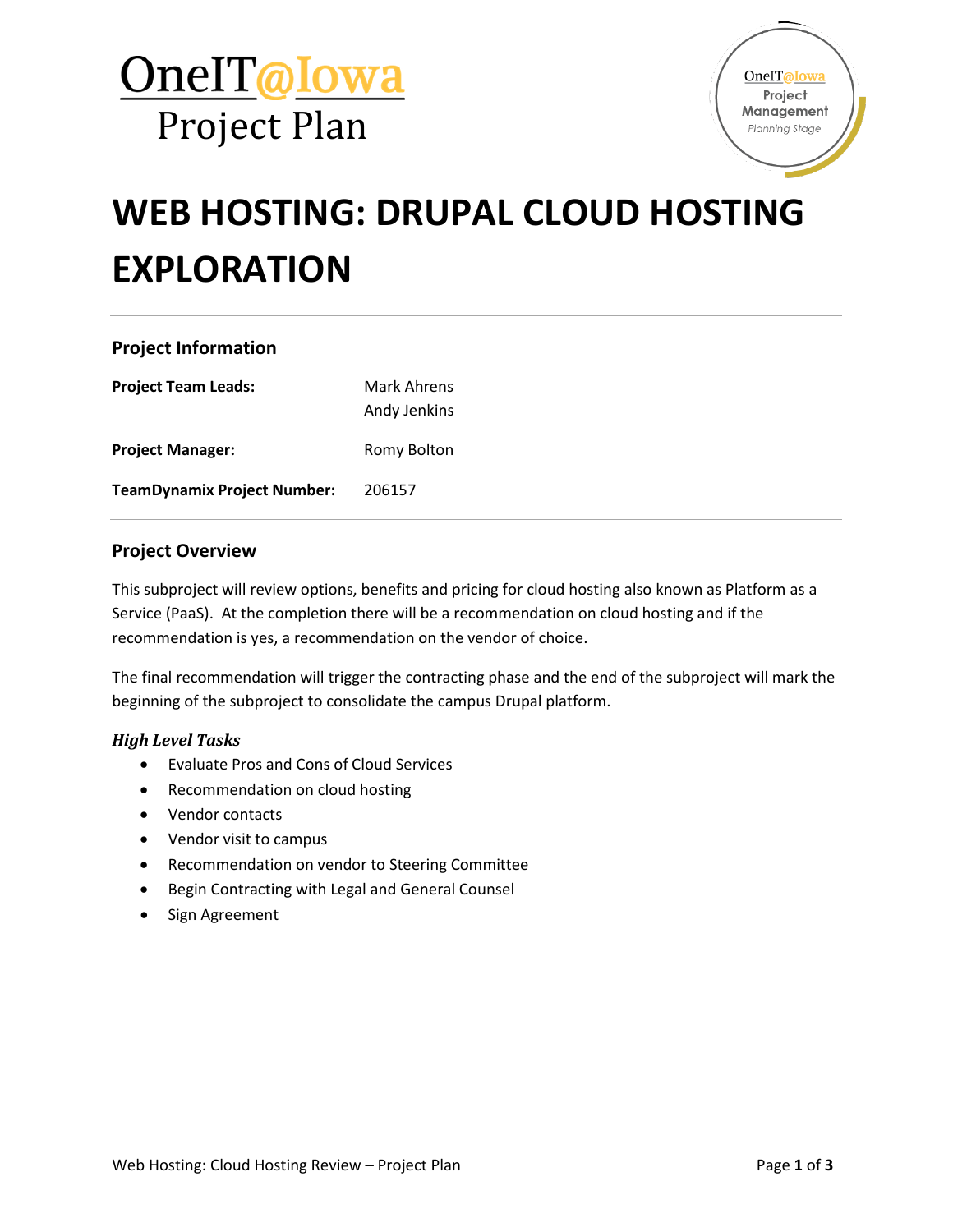OneIT@Iowa
Project Plan

# WEB HOSTING: DRUPAL CLOUD HOSTING EXPLORATION

## Project Information

| | |
|---|---|
| **Project Team Leads:** | Mark Ahrens<br>Andy Jenkins |
| **Project Manager:** | Romy Bolton |
| **TeamDynamix Project Number:** | 206157 |

## Project Overview

This subproject will review options, benefits and pricing for cloud hosting also known as Platform as a Service (PaaS). At the completion there will be a recommendation on cloud hosting and if the recommendation is yes, a recommendation on the vendor of choice.

The final recommendation will trigger the contracting phase and the end of the subproject will mark the beginning of the subproject to consolidate the campus Drupal platform.

### *High Level Tasks*

- Evaluate Pros and Cons of Cloud Services
- Recommendation on cloud hosting
- Vendor contacts
- Vendor visit to campus
- Recommendation on vendor to Steering Committee
- Begin Contracting with Legal and General Counsel
- Sign Agreement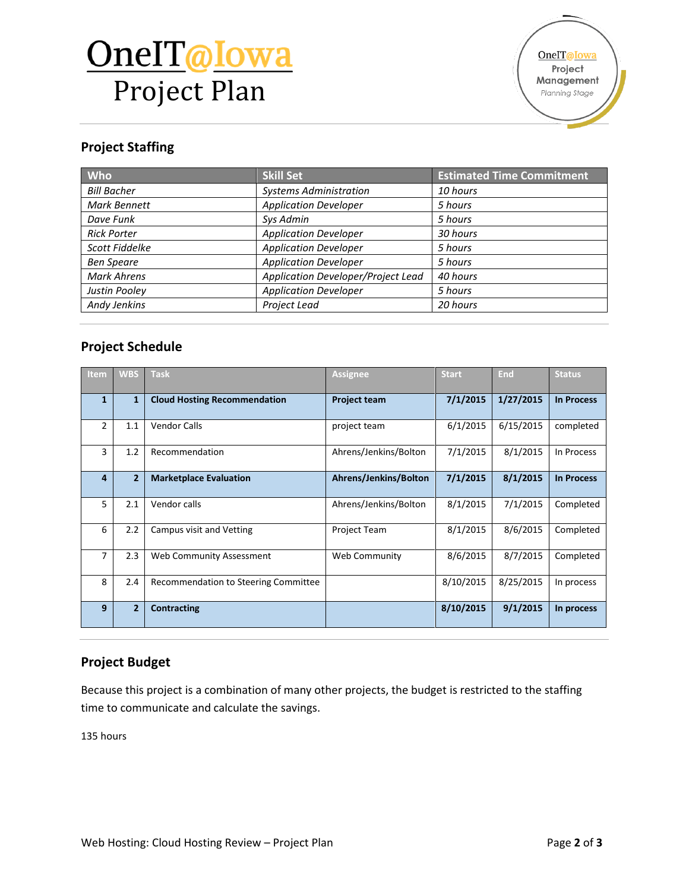# OneIT@Iowa Project Plan

## Project Staffing

| Who | Skill Set | Estimated Time Commitment |
|---|---|---|
| *Bill Bacher* | *Systems Administration* | *10 hours* |
| *Mark Bennett* | *Application Developer* | *5 hours* |
| *Dave Funk* | *Sys Admin* | *5 hours* |
| *Rick Porter* | *Application Developer* | *30 hours* |
| *Scott Fiddelke* | *Application Developer* | *5 hours* |
| *Ben Speare* | *Application Developer* | *5 hours* |
| *Mark Ahrens* | *Application Developer/Project Lead* | *40 hours* |
| *Justin Pooley* | *Application Developer* | *5 hours* |
| *Andy Jenkins* | *Project Lead* | *20 hours* |

## Project Schedule

| Item | WBS | Task | Assignee | Start | End | Status |
|---|---|---|---|---|---|---|
| **1** | **1** | **Cloud Hosting Recommendation** | **Project team** | **7/1/2015** | **1/27/2015** | **In Process** |
| 2 | 1.1 | Vendor Calls | project team | 6/1/2015 | 6/15/2015 | completed |
| 3 | 1.2 | Recommendation | Ahrens/Jenkins/Bolton | 7/1/2015 | 8/1/2015 | In Process |
| **4** | **2** | **Marketplace Evaluation** | **Ahrens/Jenkins/Bolton** | **7/1/2015** | **8/1/2015** | **In Process** |
| 5 | 2.1 | Vendor calls | Ahrens/Jenkins/Bolton | 8/1/2015 | 7/1/2015 | Completed |
| 6 | 2.2 | Campus visit and Vetting | Project Team | 8/1/2015 | 8/6/2015 | Completed |
| 7 | 2.3 | Web Community Assessment | Web Community | 8/6/2015 | 8/7/2015 | Completed |
| 8 | 2.4 | Recommendation to Steering Committee | | 8/10/2015 | 8/25/2015 | In process |
| **9** | **2** | **Contracting** | | **8/10/2015** | **9/1/2015** | **In process** |

## Project Budget

Because this project is a combination of many other projects, the budget is restricted to the staffing time to communicate and calculate the savings.

135 hours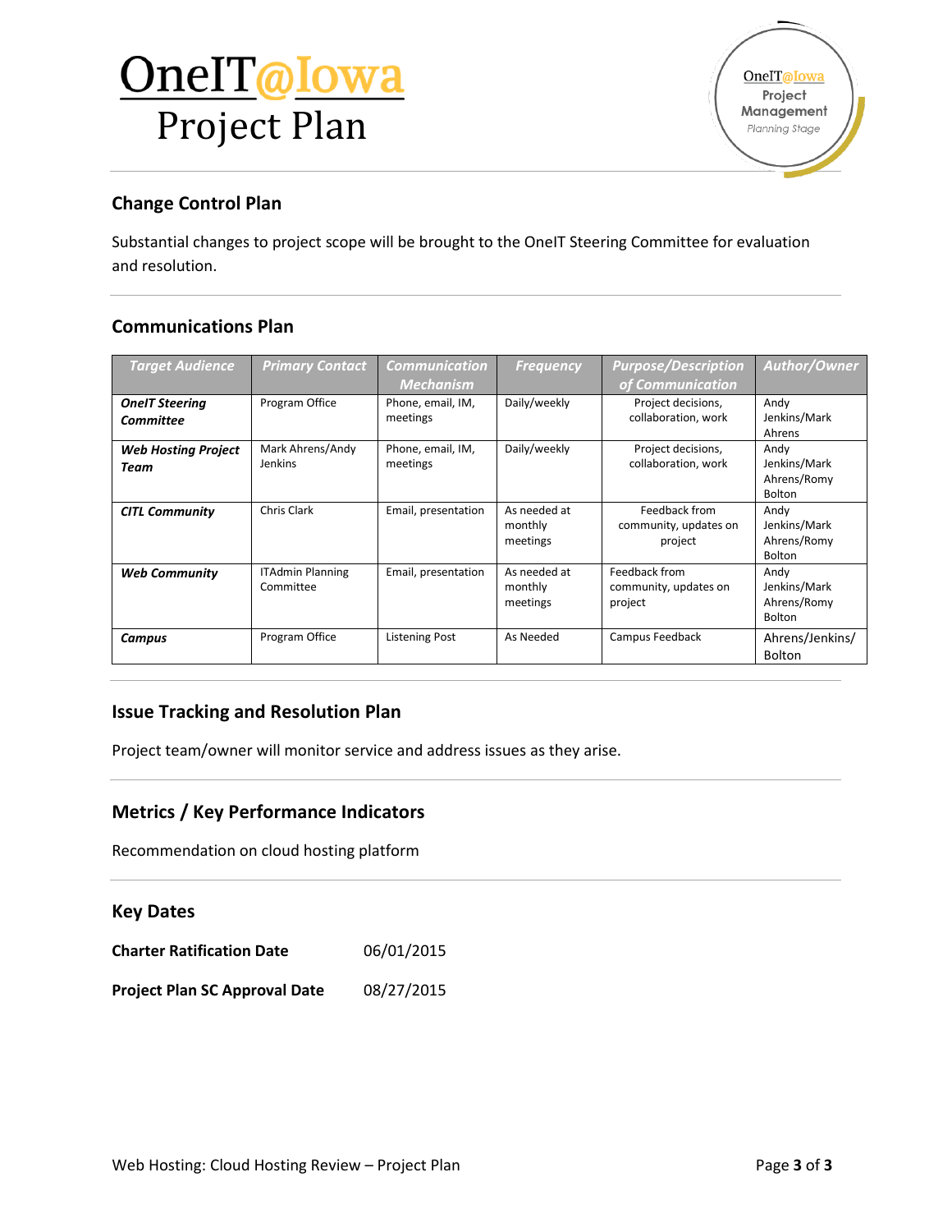# OneIT@Iowa
# Project Plan

## Change Control Plan

Substantial changes to project scope will be brought to the OneIT Steering Committee for evaluation and resolution.

## Communications Plan

| *Target Audience* | *Primary Contact* | *Communication Mechanism* | *Frequency* | *Purpose/Description of Communication* | *Author/Owner* |
|---|---|---|---|---|---|
| ***OneIT Steering Committee*** | Program Office | Phone, email, IM, meetings | Daily/weekly | Project decisions, collaboration, work | Andy Jenkins/Mark Ahrens |
| ***Web Hosting Project Team*** | Mark Ahrens/Andy Jenkins | Phone, email, IM, meetings | Daily/weekly | Project decisions, collaboration, work | Andy Jenkins/Mark Ahrens/Romy Bolton |
| ***CITL Community*** | Chris Clark | Email, presentation | As needed at monthly meetings | Feedback from community, updates on project | Andy Jenkins/Mark Ahrens/Romy Bolton |
| ***Web Community*** | ITAdmin Planning Committee | Email, presentation | As needed at monthly meetings | Feedback from community, updates on project | Andy Jenkins/Mark Ahrens/Romy Bolton |
| ***Campus*** | Program Office | Listening Post | As Needed | Campus Feedback | Ahrens/Jenkins/Bolton |

## Issue Tracking and Resolution Plan

Project team/owner will monitor service and address issues as they arise.

## Metrics / Key Performance Indicators

Recommendation on cloud hosting platform

## Key Dates

**Charter Ratification Date** 06/01/2015

**Project Plan SC Approval Date** 08/27/2015